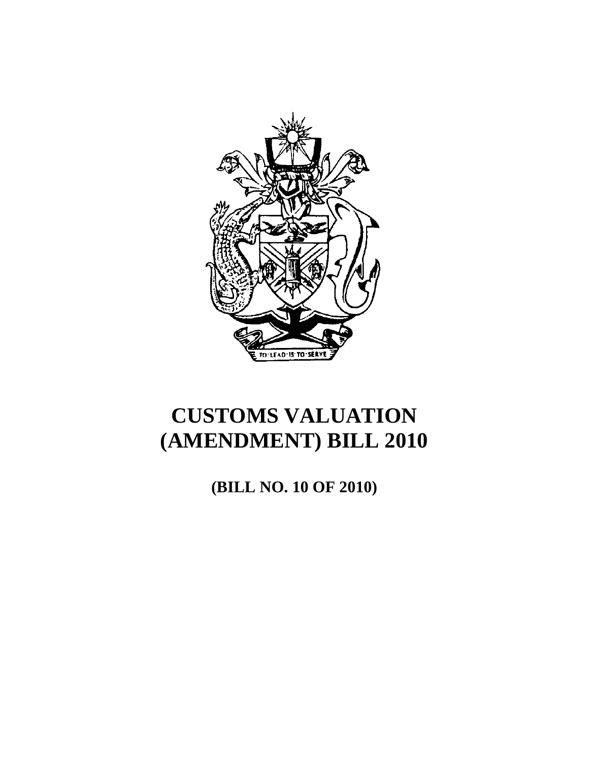# CUSTOMS VALUATION (AMENDMENT) BILL 2010

**(BILL NO. 10 OF 2010)**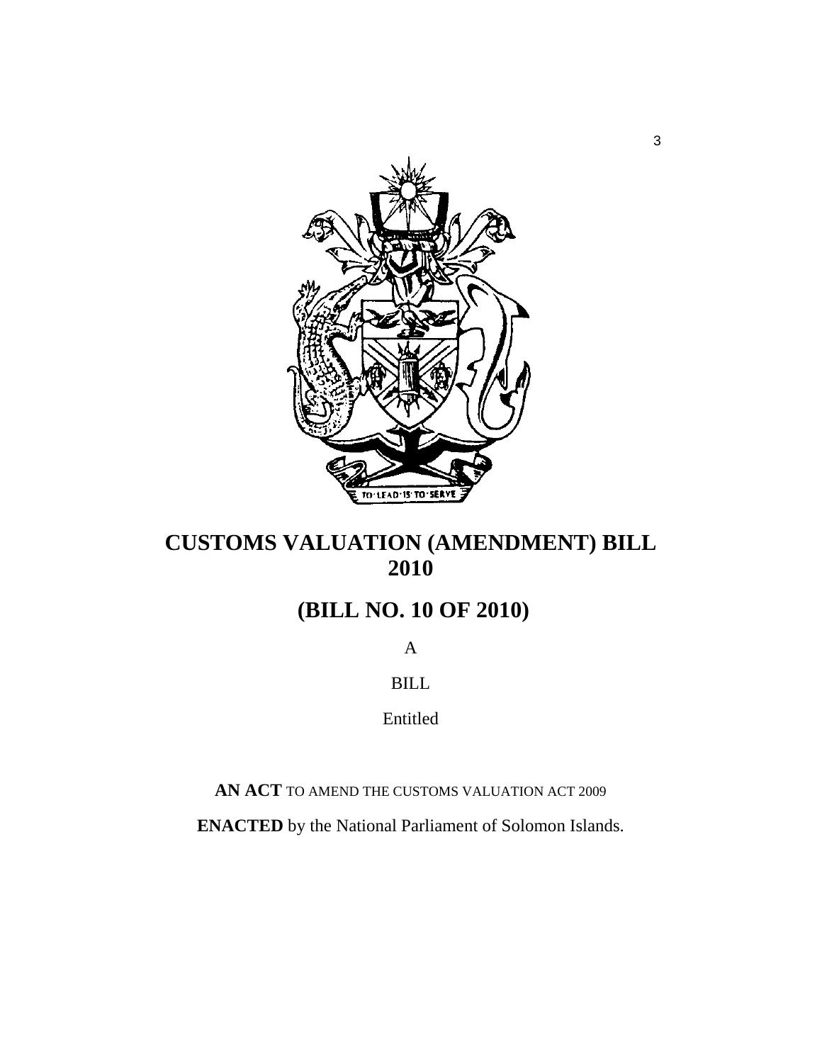# CUSTOMS VALUATION (AMENDMENT) BILL 2010

# (BILL NO. 10 OF 2010)

A

BILL

Entitled

**AN ACT** TO AMEND THE CUSTOMS VALUATION ACT 2009

**ENACTED** by the National Parliament of Solomon Islands.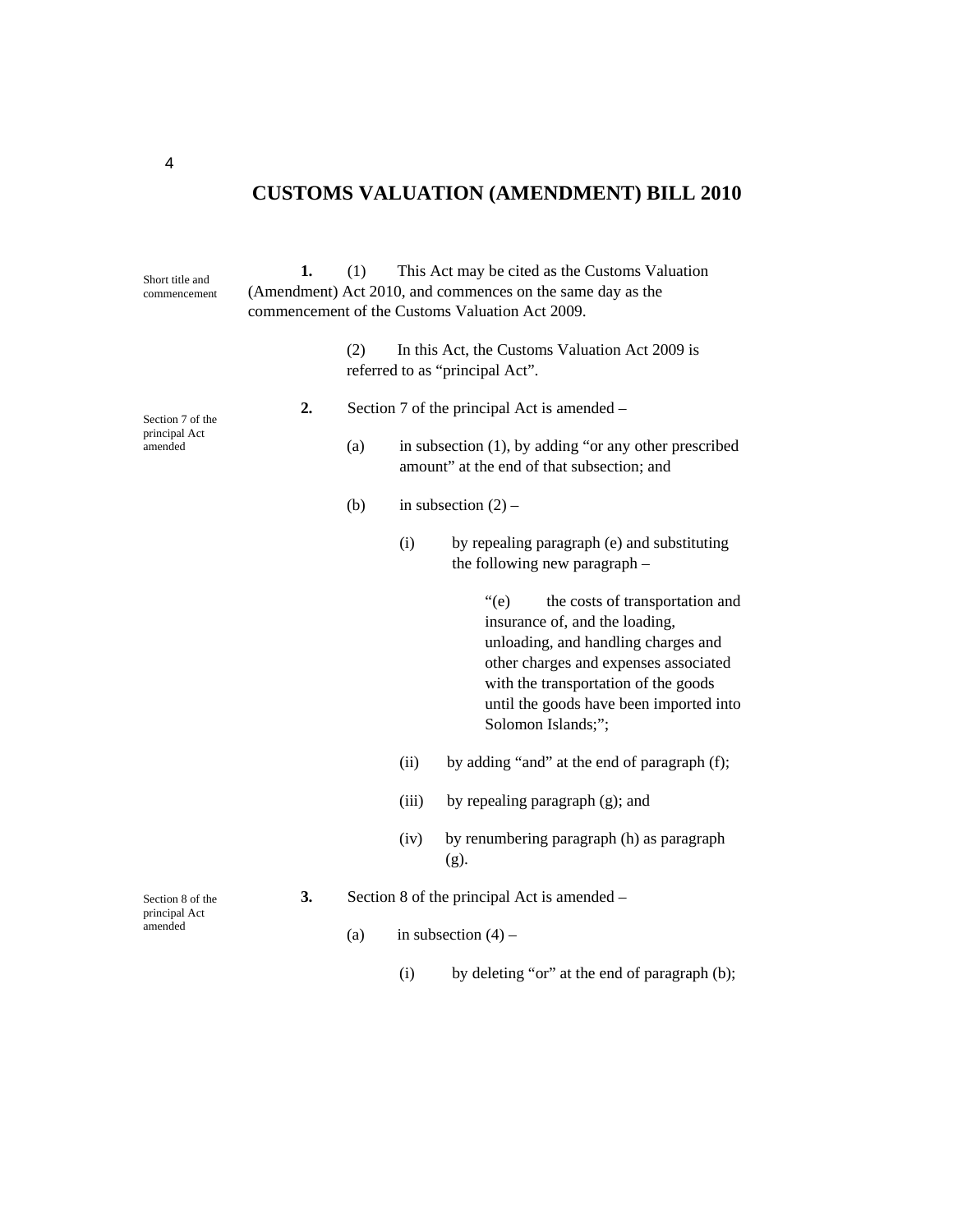# CUSTOMS VALUATION (AMENDMENT) BILL 2010

*Short title and commencement*

**1.** (1) This Act may be cited as the Customs Valuation (Amendment) Act 2010, and commences on the same day as the commencement of the Customs Valuation Act 2009.

(2) In this Act, the Customs Valuation Act 2009 is referred to as "principal Act".

*Section 7 of the principal Act amended*

**2.** Section 7 of the principal Act is amended –

(a) in subsection (1), by adding "or any other prescribed amount" at the end of that subsection; and

(b) in subsection (2) –

(i) by repealing paragraph (e) and substituting the following new paragraph –

"(e) the costs of transportation and insurance of, and the loading, unloading, and handling charges and other charges and expenses associated with the transportation of the goods until the goods have been imported into Solomon Islands;";

(ii) by adding "and" at the end of paragraph (f);

(iii) by repealing paragraph (g); and

(iv) by renumbering paragraph (h) as paragraph (g).

*Section 8 of the principal Act amended*

**3.** Section 8 of the principal Act is amended –

(a) in subsection (4) –

(i) by deleting "or" at the end of paragraph (b);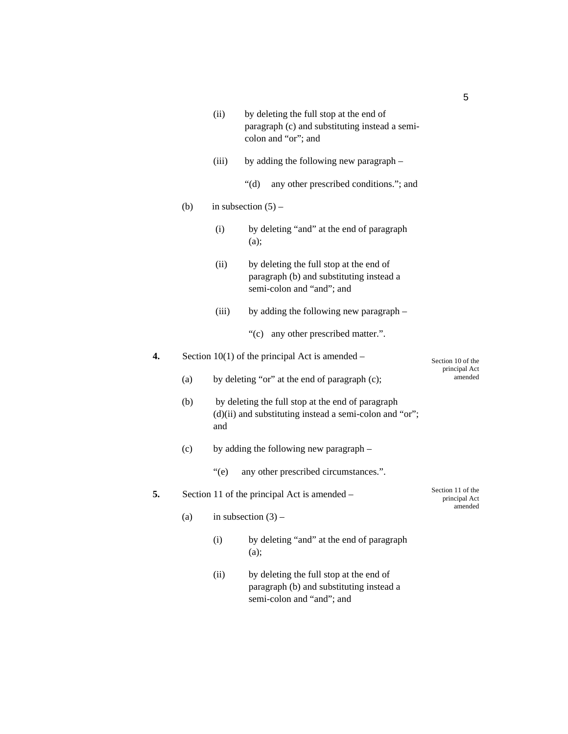(ii) by deleting the full stop at the end of paragraph (c) and substituting instead a semi-colon and "or"; and

(iii) by adding the following new paragraph –

"(d) any other prescribed conditions."; and

(b) in subsection (5) –

(i) by deleting "and" at the end of paragraph (a);

(ii) by deleting the full stop at the end of paragraph (b) and substituting instead a semi-colon and "and"; and

(iii) by adding the following new paragraph –

"(c) any other prescribed matter.".

*Section 10 of the principal Act amended*

**4.** Section 10(1) of the principal Act is amended –

(a) by deleting "or" at the end of paragraph (c);

(b) by deleting the full stop at the end of paragraph (d)(ii) and substituting instead a semi-colon and "or"; and

(c) by adding the following new paragraph –

"(e) any other prescribed circumstances.".

*Section 11 of the principal Act amended*

**5.** Section 11 of the principal Act is amended –

(a) in subsection (3) –

(i) by deleting "and" at the end of paragraph (a);

(ii) by deleting the full stop at the end of paragraph (b) and substituting instead a semi-colon and "and"; and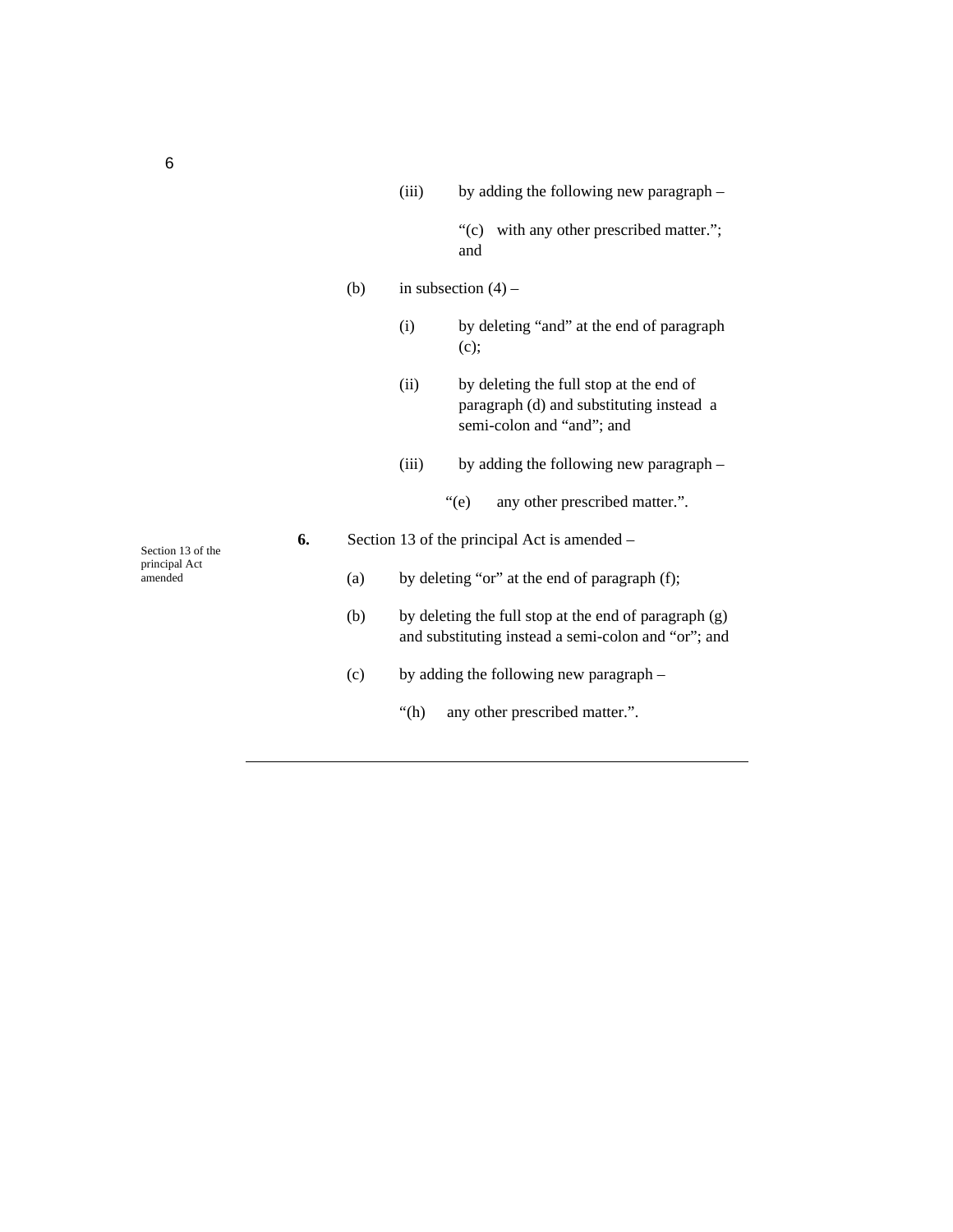(iii) by adding the following new paragraph –

“(c) with any other prescribed matter.”; and

(b) in subsection (4) –

(i) by deleting “and” at the end of paragraph (c);

(ii) by deleting the full stop at the end of paragraph (d) and substituting instead a semi-colon and “and”; and

(iii) by adding the following new paragraph –

“(e) any other prescribed matter.”.

Section 13 of the principal Act amended

**6.** Section 13 of the principal Act is amended –

(a) by deleting “or” at the end of paragraph (f);

(b) by deleting the full stop at the end of paragraph (g) and substituting instead a semi-colon and “or”; and

(c) by adding the following new paragraph –

“(h) any other prescribed matter.”.

---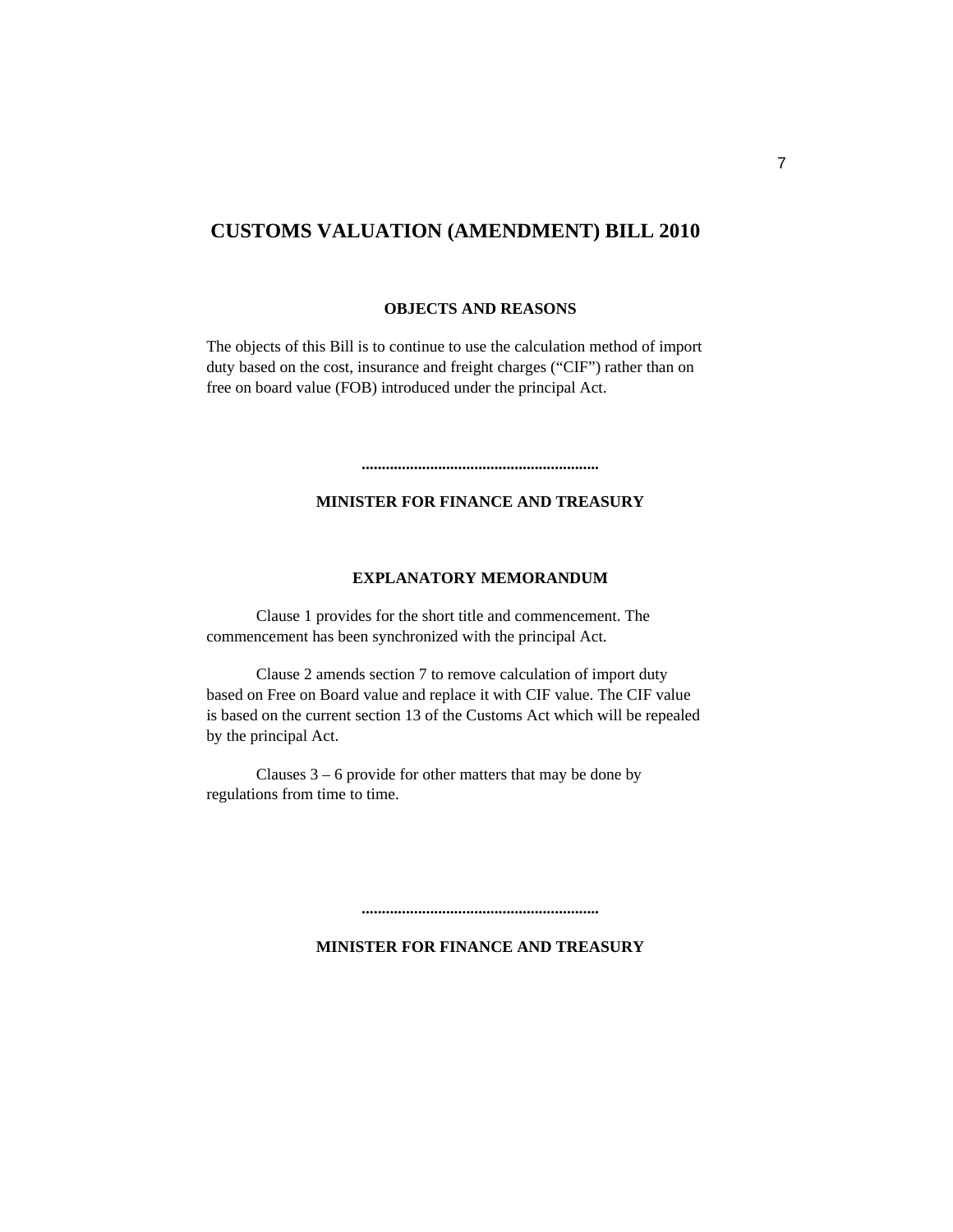# CUSTOMS VALUATION (AMENDMENT) BILL 2010

**OBJECTS AND REASONS**

The objects of this Bill is to continue to use the calculation method of import duty based on the cost, insurance and freight charges ("CIF") rather than on free on board value (FOB) introduced under the principal Act.

..........................................................

**MINISTER FOR FINANCE AND TREASURY**

**EXPLANATORY MEMORANDUM**

Clause 1 provides for the short title and commencement. The commencement has been synchronized with the principal Act.

Clause 2 amends section 7 to remove calculation of import duty based on Free on Board value and replace it with CIF value. The CIF value is based on the current section 13 of the Customs Act which will be repealed by the principal Act.

Clauses 3 – 6 provide for other matters that may be done by regulations from time to time.

..........................................................

**MINISTER FOR FINANCE AND TREASURY**